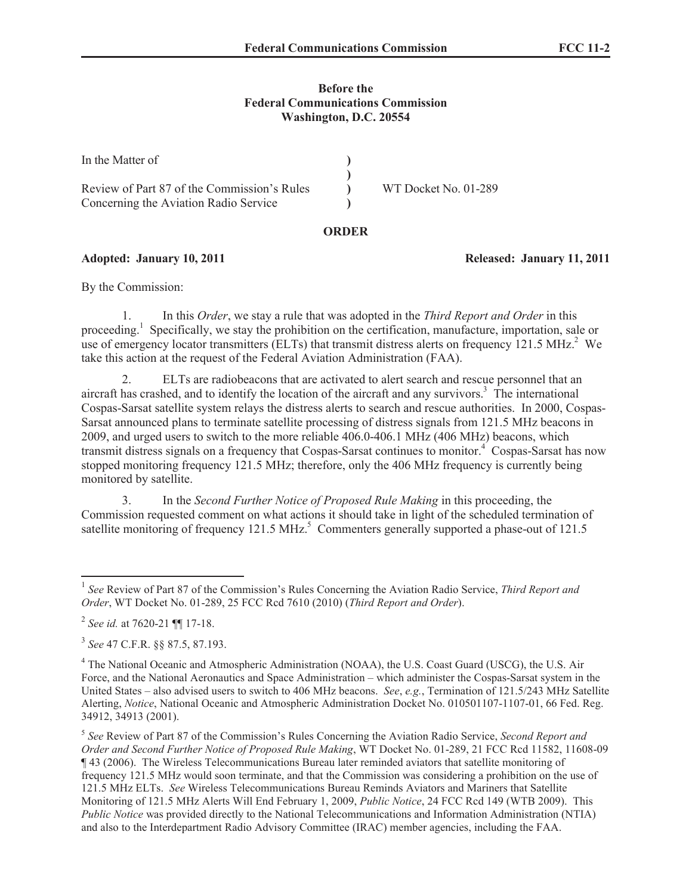**Before the**
**Federal Communications Commission**
**Washington, D.C. 20554**

| | | |
|---|---|---|
| In the Matter of | ) | |
| | ) | |
| Review of Part 87 of the Commission's Rules | ) | WT Docket No. 01-289 |
| Concerning the Aviation Radio Service | ) | |

**ORDER**

**Adopted: January 10, 2011** **Released: January 11, 2011**

By the Commission:

1. In this *Order*, we stay a rule that was adopted in the *Third Report and Order* in this proceeding.[1] Specifically, we stay the prohibition on the certification, manufacture, importation, sale or use of emergency locator transmitters (ELTs) that transmit distress alerts on frequency 121.5 MHz.[2] We take this action at the request of the Federal Aviation Administration (FAA).

2. ELTs are radiobeacons that are activated to alert search and rescue personnel that an aircraft has crashed, and to identify the location of the aircraft and any survivors.[3] The international Cospas-Sarsat satellite system relays the distress alerts to search and rescue authorities. In 2000, Cospas-Sarsat announced plans to terminate satellite processing of distress signals from 121.5 MHz beacons in 2009, and urged users to switch to the more reliable 406.0-406.1 MHz (406 MHz) beacons, which transmit distress signals on a frequency that Cospas-Sarsat continues to monitor.[4] Cospas-Sarsat has now stopped monitoring frequency 121.5 MHz; therefore, only the 406 MHz frequency is currently being monitored by satellite.

3. In the *Second Further Notice of Proposed Rule Making* in this proceeding, the Commission requested comment on what actions it should take in light of the scheduled termination of satellite monitoring of frequency 121.5 MHz.[5] Commenters generally supported a phase-out of 121.5

---

[1] *See* Review of Part 87 of the Commission's Rules Concerning the Aviation Radio Service, *Third Report and Order*, WT Docket No. 01-289, 25 FCC Rcd 7610 (2010) (*Third Report and Order*).

[2] *See id.* at 7620-21 ¶¶ 17-18.

[3] *See* 47 C.F.R. §§ 87.5, 87.193.

[4] The National Oceanic and Atmospheric Administration (NOAA), the U.S. Coast Guard (USCG), the U.S. Air Force, and the National Aeronautics and Space Administration – which administer the Cospas-Sarsat system in the United States – also advised users to switch to 406 MHz beacons. *See*, *e.g.*, Termination of 121.5/243 MHz Satellite Alerting, *Notice*, National Oceanic and Atmospheric Administration Docket No. 010501107-1107-01, 66 Fed. Reg. 34912, 34913 (2001).

[5] *See* Review of Part 87 of the Commission's Rules Concerning the Aviation Radio Service, *Second Report and Order and Second Further Notice of Proposed Rule Making*, WT Docket No. 01-289, 21 FCC Rcd 11582, 11608-09 ¶ 43 (2006). The Wireless Telecommunications Bureau later reminded aviators that satellite monitoring of frequency 121.5 MHz would soon terminate, and that the Commission was considering a prohibition on the use of 121.5 MHz ELTs. *See* Wireless Telecommunications Bureau Reminds Aviators and Mariners that Satellite Monitoring of 121.5 MHz Alerts Will End February 1, 2009, *Public Notice*, 24 FCC Rcd 149 (WTB 2009). This *Public Notice* was provided directly to the National Telecommunications and Information Administration (NTIA) and also to the Interdepartment Radio Advisory Committee (IRAC) member agencies, including the FAA.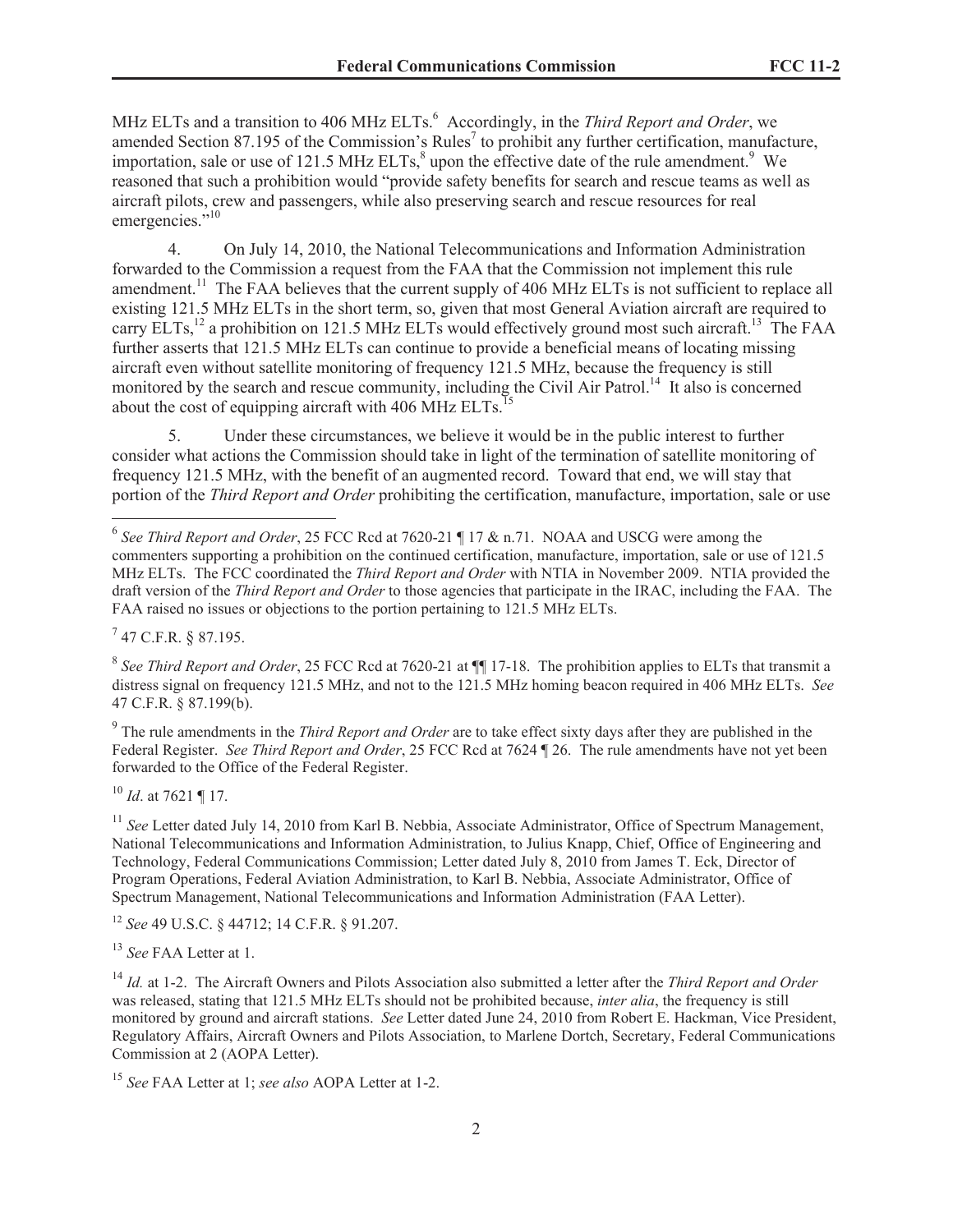MHz ELTs and a transition to 406 MHz ELTs.[6] Accordingly, in the *Third Report and Order*, we amended Section 87.195 of the Commission's Rules[7] to prohibit any further certification, manufacture, importation, sale or use of 121.5 MHz ELTs,[8] upon the effective date of the rule amendment.[9] We reasoned that such a prohibition would "provide safety benefits for search and rescue teams as well as aircraft pilots, crew and passengers, while also preserving search and rescue resources for real emergencies."[10]

4. On July 14, 2010, the National Telecommunications and Information Administration forwarded to the Commission a request from the FAA that the Commission not implement this rule amendment.[11] The FAA believes that the current supply of 406 MHz ELTs is not sufficient to replace all existing 121.5 MHz ELTs in the short term, so, given that most General Aviation aircraft are required to carry ELTs,[12] a prohibition on 121.5 MHz ELTs would effectively ground most such aircraft.[13] The FAA further asserts that 121.5 MHz ELTs can continue to provide a beneficial means of locating missing aircraft even without satellite monitoring of frequency 121.5 MHz, because the frequency is still monitored by the search and rescue community, including the Civil Air Patrol.[14] It also is concerned about the cost of equipping aircraft with 406 MHz ELTs.[15]

5. Under these circumstances, we believe it would be in the public interest to further consider what actions the Commission should take in light of the termination of satellite monitoring of frequency 121.5 MHz, with the benefit of an augmented record. Toward that end, we will stay that portion of the *Third Report and Order* prohibiting the certification, manufacture, importation, sale or use

---

[6] *See Third Report and Order*, 25 FCC Rcd at 7620-21 ¶ 17 & n.71. NOAA and USCG were among the commenters supporting a prohibition on the continued certification, manufacture, importation, sale or use of 121.5 MHz ELTs. The FCC coordinated the *Third Report and Order* with NTIA in November 2009. NTIA provided the draft version of the *Third Report and Order* to those agencies that participate in the IRAC, including the FAA. The FAA raised no issues or objections to the portion pertaining to 121.5 MHz ELTs.

[7] 47 C.F.R. § 87.195.

[8] *See Third Report and Order*, 25 FCC Rcd at 7620-21 at ¶¶ 17-18. The prohibition applies to ELTs that transmit a distress signal on frequency 121.5 MHz, and not to the 121.5 MHz homing beacon required in 406 MHz ELTs. *See* 47 C.F.R. § 87.199(b).

[9] The rule amendments in the *Third Report and Order* are to take effect sixty days after they are published in the Federal Register. *See Third Report and Order*, 25 FCC Rcd at 7624 ¶ 26. The rule amendments have not yet been forwarded to the Office of the Federal Register.

[10] *Id*. at 7621 ¶ 17.

[11] *See* Letter dated July 14, 2010 from Karl B. Nebbia, Associate Administrator, Office of Spectrum Management, National Telecommunications and Information Administration, to Julius Knapp, Chief, Office of Engineering and Technology, Federal Communications Commission; Letter dated July 8, 2010 from James T. Eck, Director of Program Operations, Federal Aviation Administration, to Karl B. Nebbia, Associate Administrator, Office of Spectrum Management, National Telecommunications and Information Administration (FAA Letter).

[12] *See* 49 U.S.C. § 44712; 14 C.F.R. § 91.207.

[13] *See* FAA Letter at 1.

[14] *Id.* at 1-2. The Aircraft Owners and Pilots Association also submitted a letter after the *Third Report and Order* was released, stating that 121.5 MHz ELTs should not be prohibited because, *inter alia*, the frequency is still monitored by ground and aircraft stations. *See* Letter dated June 24, 2010 from Robert E. Hackman, Vice President, Regulatory Affairs, Aircraft Owners and Pilots Association, to Marlene Dortch, Secretary, Federal Communications Commission at 2 (AOPA Letter).

[15] *See* FAA Letter at 1; *see also* AOPA Letter at 1-2.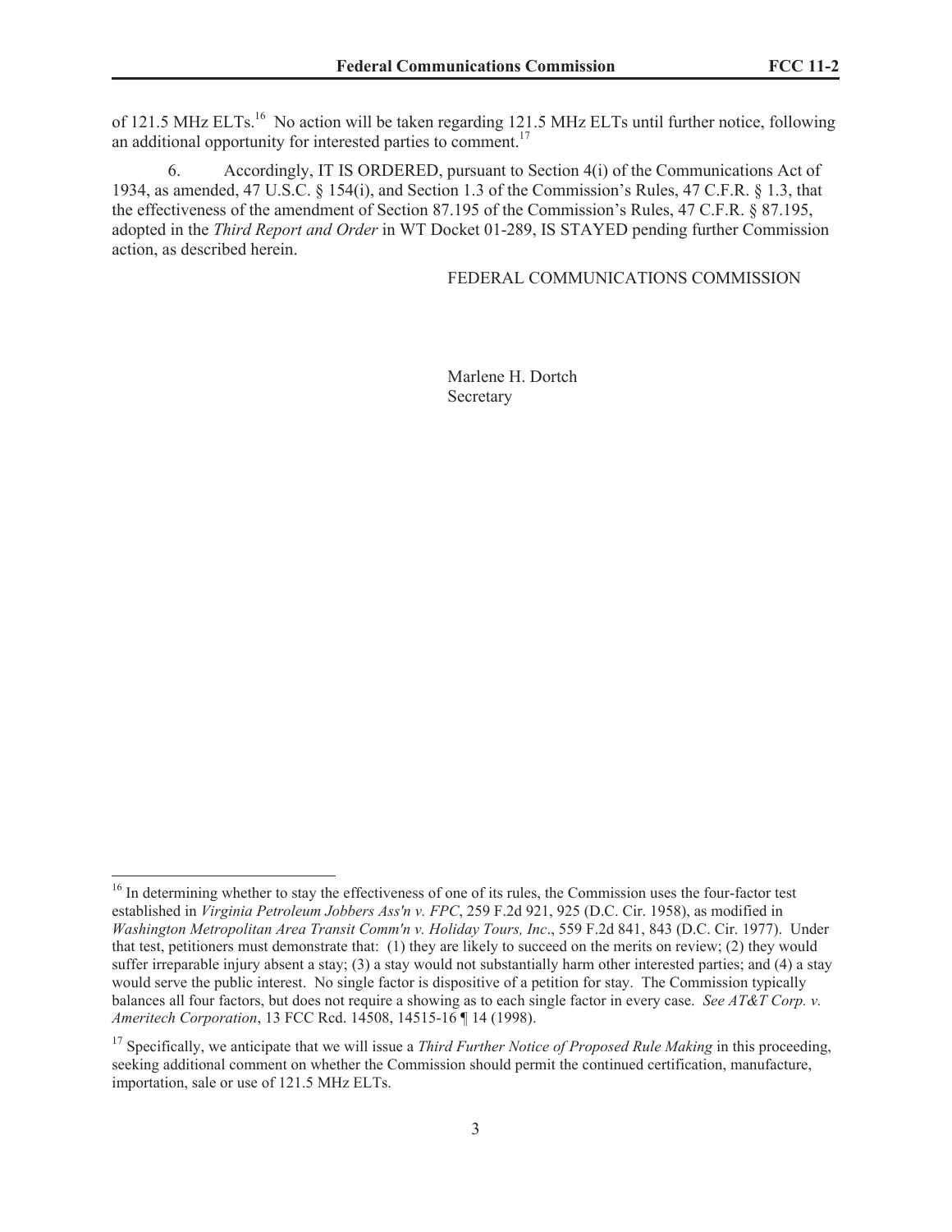of 121.5 MHz ELTs.[16] No action will be taken regarding 121.5 MHz ELTs until further notice, following an additional opportunity for interested parties to comment.[17]

6. Accordingly, IT IS ORDERED, pursuant to Section 4(i) of the Communications Act of 1934, as amended, 47 U.S.C. § 154(i), and Section 1.3 of the Commission's Rules, 47 C.F.R. § 1.3, that the effectiveness of the amendment of Section 87.195 of the Commission's Rules, 47 C.F.R. § 87.195, adopted in the *Third Report and Order* in WT Docket 01-289, IS STAYED pending further Commission action, as described herein.

FEDERAL COMMUNICATIONS COMMISSION

Marlene H. Dortch
Secretary

---

[16] In determining whether to stay the effectiveness of one of its rules, the Commission uses the four-factor test established in *Virginia Petroleum Jobbers Ass'n v. FPC*, 259 F.2d 921, 925 (D.C. Cir. 1958), as modified in *Washington Metropolitan Area Transit Comm'n v. Holiday Tours, Inc*., 559 F.2d 841, 843 (D.C. Cir. 1977). Under that test, petitioners must demonstrate that: (1) they are likely to succeed on the merits on review; (2) they would suffer irreparable injury absent a stay; (3) a stay would not substantially harm other interested parties; and (4) a stay would serve the public interest. No single factor is dispositive of a petition for stay. The Commission typically balances all four factors, but does not require a showing as to each single factor in every case. *See AT&T Corp. v. Ameritech Corporation*, 13 FCC Rcd. 14508, 14515-16 ¶ 14 (1998).

[17] Specifically, we anticipate that we will issue a *Third Further Notice of Proposed Rule Making* in this proceeding, seeking additional comment on whether the Commission should permit the continued certification, manufacture, importation, sale or use of 121.5 MHz ELTs.